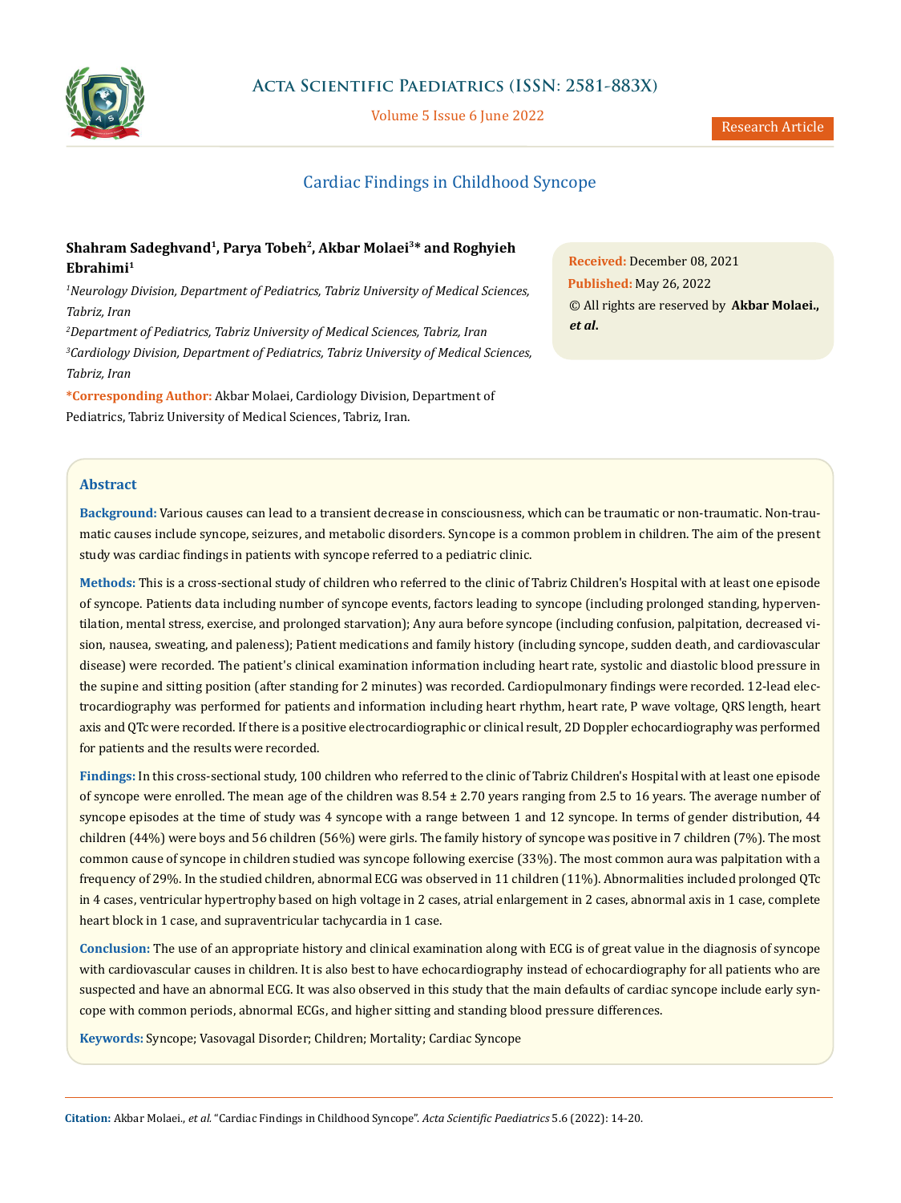Research Article

# Cardiac Findings in Childhood Syncope

**Shahram Sadeghvand[1], Parya Tobeh[2], Akbar Molaei[3]\* and Roghyieh Ebrahimi[1]**

*[1]Neurology Division, Department of Pediatrics, Tabriz University of Medical Sciences, Tabriz, Iran*

*[2]Department of Pediatrics, Tabriz University of Medical Sciences, Tabriz, Iran*

*[3]Cardiology Division, Department of Pediatrics, Tabriz University of Medical Sciences, Tabriz, Iran*

**\*Corresponding Author:** Akbar Molaei, Cardiology Division, Department of Pediatrics, Tabriz University of Medical Sciences, Tabriz, Iran.

**Received:** December 08, 2021
**Published:** May 26, 2022
© All rights are reserved by **Akbar Molaei.,** ***et al.***

## Abstract

**Background:** Various causes can lead to a transient decrease in consciousness, which can be traumatic or non-traumatic. Non-traumatic causes include syncope, seizures, and metabolic disorders. Syncope is a common problem in children. The aim of the present study was cardiac findings in patients with syncope referred to a pediatric clinic.

**Methods:** This is a cross-sectional study of children who referred to the clinic of Tabriz Children's Hospital with at least one episode of syncope. Patients data including number of syncope events, factors leading to syncope (including prolonged standing, hyperventilation, mental stress, exercise, and prolonged starvation); Any aura before syncope (including confusion, palpitation, decreased vision, nausea, sweating, and paleness); Patient medications and family history (including syncope, sudden death, and cardiovascular disease) were recorded. The patient's clinical examination information including heart rate, systolic and diastolic blood pressure in the supine and sitting position (after standing for 2 minutes) was recorded. Cardiopulmonary findings were recorded. 12-lead electrocardiography was performed for patients and information including heart rhythm, heart rate, P wave voltage, QRS length, heart axis and QTc were recorded. If there is a positive electrocardiographic or clinical result, 2D Doppler echocardiography was performed for patients and the results were recorded.

**Findings:** In this cross-sectional study, 100 children who referred to the clinic of Tabriz Children's Hospital with at least one episode of syncope were enrolled. The mean age of the children was 8.54 ± 2.70 years ranging from 2.5 to 16 years. The average number of syncope episodes at the time of study was 4 syncope with a range between 1 and 12 syncope. In terms of gender distribution, 44 children (44%) were boys and 56 children (56%) were girls. The family history of syncope was positive in 7 children (7%). The most common cause of syncope in children studied was syncope following exercise (33%). The most common aura was palpitation with a frequency of 29%. In the studied children, abnormal ECG was observed in 11 children (11%). Abnormalities included prolonged QTc in 4 cases, ventricular hypertrophy based on high voltage in 2 cases, atrial enlargement in 2 cases, abnormal axis in 1 case, complete heart block in 1 case, and supraventricular tachycardia in 1 case.

**Conclusion:** The use of an appropriate history and clinical examination along with ECG is of great value in the diagnosis of syncope with cardiovascular causes in children. It is also best to have echocardiography instead of echocardiography for all patients who are suspected and have an abnormal ECG. It was also observed in this study that the main defaults of cardiac syncope include early syncope with common periods, abnormal ECGs, and higher sitting and standing blood pressure differences.

**Keywords:** Syncope; Vasovagal Disorder; Children; Mortality; Cardiac Syncope

**Citation:** Akbar Molaei., *et al.* "Cardiac Findings in Childhood Syncope". *Acta Scientific Paediatrics* 5.6 (2022): 14-20.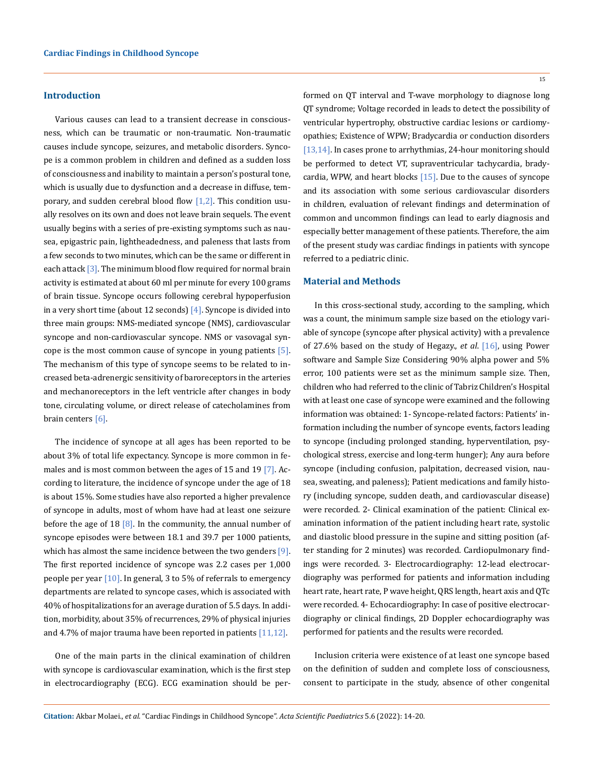## Introduction

Various causes can lead to a transient decrease in consciousness, which can be traumatic or non-traumatic. Non-traumatic causes include syncope, seizures, and metabolic disorders. Syncope is a common problem in children and defined as a sudden loss of consciousness and inability to maintain a person's postural tone, which is usually due to dysfunction and a decrease in diffuse, temporary, and sudden cerebral blood flow [1,2]. This condition usually resolves on its own and does not leave brain sequels. The event usually begins with a series of pre-existing symptoms such as nausea, epigastric pain, lightheadedness, and paleness that lasts from a few seconds to two minutes, which can be the same or different in each attack [3]. The minimum blood flow required for normal brain activity is estimated at about 60 ml per minute for every 100 grams of brain tissue. Syncope occurs following cerebral hypoperfusion in a very short time (about 12 seconds) [4]. Syncope is divided into three main groups: NMS-mediated syncope (NMS), cardiovascular syncope and non-cardiovascular syncope. NMS or vasovagal syncope is the most common cause of syncope in young patients [5]. The mechanism of this type of syncope seems to be related to increased beta-adrenergic sensitivity of baroreceptors in the arteries and mechanoreceptors in the left ventricle after changes in body tone, circulating volume, or direct release of catecholamines from brain centers [6].

The incidence of syncope at all ages has been reported to be about 3% of total life expectancy. Syncope is more common in females and is most common between the ages of 15 and 19 [7]. According to literature, the incidence of syncope under the age of 18 is about 15%. Some studies have also reported a higher prevalence of syncope in adults, most of whom have had at least one seizure before the age of 18 [8]. In the community, the annual number of syncope episodes were between 18.1 and 39.7 per 1000 patients, which has almost the same incidence between the two genders [9]. The first reported incidence of syncope was 2.2 cases per 1,000 people per year [10]. In general, 3 to 5% of referrals to emergency departments are related to syncope cases, which is associated with 40% of hospitalizations for an average duration of 5.5 days. In addition, morbidity, about 35% of recurrences, 29% of physical injuries and 4.7% of major trauma have been reported in patients [11,12].

One of the main parts in the clinical examination of children with syncope is cardiovascular examination, which is the first step in electrocardiography (ECG). ECG examination should be performed on QT interval and T-wave morphology to diagnose long QT syndrome; Voltage recorded in leads to detect the possibility of ventricular hypertrophy, obstructive cardiac lesions or cardiomyopathies; Existence of WPW; Bradycardia or conduction disorders [13,14]. In cases prone to arrhythmias, 24-hour monitoring should be performed to detect VT, supraventricular tachycardia, bradycardia, WPW, and heart blocks [15]. Due to the causes of syncope and its association with some serious cardiovascular disorders in children, evaluation of relevant findings and determination of common and uncommon findings can lead to early diagnosis and especially better management of these patients. Therefore, the aim of the present study was cardiac findings in patients with syncope referred to a pediatric clinic.

## Material and Methods

In this cross-sectional study, according to the sampling, which was a count, the minimum sample size based on the etiology variable of syncope (syncope after physical activity) with a prevalence of 27.6% based on the study of Hegazy., *et al*. [16], using Power software and Sample Size Considering 90% alpha power and 5% error, 100 patients were set as the minimum sample size. Then, children who had referred to the clinic of Tabriz Children's Hospital with at least one case of syncope were examined and the following information was obtained: 1- Syncope-related factors: Patients' information including the number of syncope events, factors leading to syncope (including prolonged standing, hyperventilation, psychological stress, exercise and long-term hunger); Any aura before syncope (including confusion, palpitation, decreased vision, nausea, sweating, and paleness); Patient medications and family history (including syncope, sudden death, and cardiovascular disease) were recorded. 2- Clinical examination of the patient: Clinical examination information of the patient including heart rate, systolic and diastolic blood pressure in the supine and sitting position (after standing for 2 minutes) was recorded. Cardiopulmonary findings were recorded. 3- Electrocardiography: 12-lead electrocardiography was performed for patients and information including heart rate, heart rate, P wave height, QRS length, heart axis and QTc were recorded. 4- Echocardiography: In case of positive electrocardiography or clinical findings, 2D Doppler echocardiography was performed for patients and the results were recorded.

Inclusion criteria were existence of at least one syncope based on the definition of sudden and complete loss of consciousness, consent to participate in the study, absence of other congenital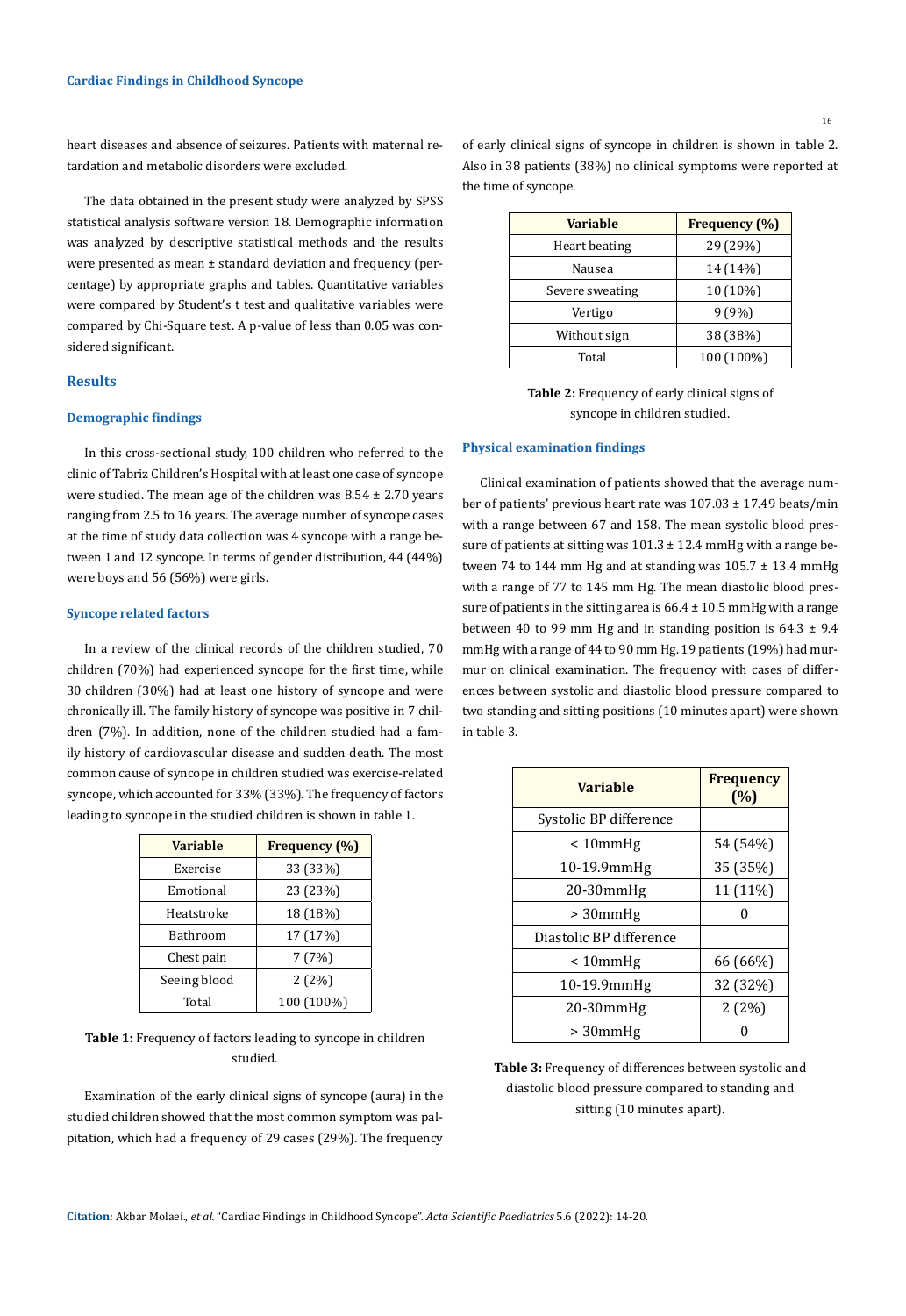heart diseases and absence of seizures. Patients with maternal retardation and metabolic disorders were excluded.

The data obtained in the present study were analyzed by SPSS statistical analysis software version 18. Demographic information was analyzed by descriptive statistical methods and the results were presented as mean ± standard deviation and frequency (percentage) by appropriate graphs and tables. Quantitative variables were compared by Student's t test and qualitative variables were compared by Chi-Square test. A p-value of less than 0.05 was considered significant.

## Results

### Demographic findings

In this cross-sectional study, 100 children who referred to the clinic of Tabriz Children's Hospital with at least one case of syncope were studied. The mean age of the children was 8.54 ± 2.70 years ranging from 2.5 to 16 years. The average number of syncope cases at the time of study data collection was 4 syncope with a range between 1 and 12 syncope. In terms of gender distribution, 44 (44%) were boys and 56 (56%) were girls.

### Syncope related factors

In a review of the clinical records of the children studied, 70 children (70%) had experienced syncope for the first time, while 30 children (30%) had at least one history of syncope and were chronically ill. The family history of syncope was positive in 7 children (7%). In addition, none of the children studied had a family history of cardiovascular disease and sudden death. The most common cause of syncope in children studied was exercise-related syncope, which accounted for 33% (33%). The frequency of factors leading to syncope in the studied children is shown in table 1.

| Variable | Frequency (%) |
|---|---|
| Exercise | 33 (33%) |
| Emotional | 23 (23%) |
| Heatstroke | 18 (18%) |
| Bathroom | 17 (17%) |
| Chest pain | 7 (7%) |
| Seeing blood | 2 (2%) |
| Total | 100 (100%) |

**Table 1:** Frequency of factors leading to syncope in children studied.

Examination of the early clinical signs of syncope (aura) in the studied children showed that the most common symptom was palpitation, which had a frequency of 29 cases (29%). The frequency of early clinical signs of syncope in children is shown in table 2. Also in 38 patients (38%) no clinical symptoms were reported at the time of syncope.

| Variable | Frequency (%) |
|---|---|
| Heart beating | 29 (29%) |
| Nausea | 14 (14%) |
| Severe sweating | 10 (10%) |
| Vertigo | 9 (9%) |
| Without sign | 38 (38%) |
| Total | 100 (100%) |

**Table 2:** Frequency of early clinical signs of syncope in children studied.

### Physical examination findings

Clinical examination of patients showed that the average number of patients' previous heart rate was 107.03 ± 17.49 beats/min with a range between 67 and 158. The mean systolic blood pressure of patients at sitting was 101.3 ± 12.4 mmHg with a range between 74 to 144 mm Hg and at standing was 105.7 ± 13.4 mmHg with a range of 77 to 145 mm Hg. The mean diastolic blood pressure of patients in the sitting area is 66.4 ± 10.5 mmHg with a range between 40 to 99 mm Hg and in standing position is 64.3 ± 9.4 mmHg with a range of 44 to 90 mm Hg. 19 patients (19%) had murmur on clinical examination. The frequency with cases of differences between systolic and diastolic blood pressure compared to two standing and sitting positions (10 minutes apart) were shown in table 3.

| Variable | Frequency (%) |
|---|---|
| Systolic BP difference | |
| < 10mmHg | 54 (54%) |
| 10-19.9mmHg | 35 (35%) |
| 20-30mmHg | 11 (11%) |
| > 30mmHg | 0 |
| Diastolic BP difference | |
| < 10mmHg | 66 (66%) |
| 10-19.9mmHg | 32 (32%) |
| 20-30mmHg | 2 (2%) |
| > 30mmHg | 0 |

**Table 3:** Frequency of differences between systolic and diastolic blood pressure compared to standing and sitting (10 minutes apart).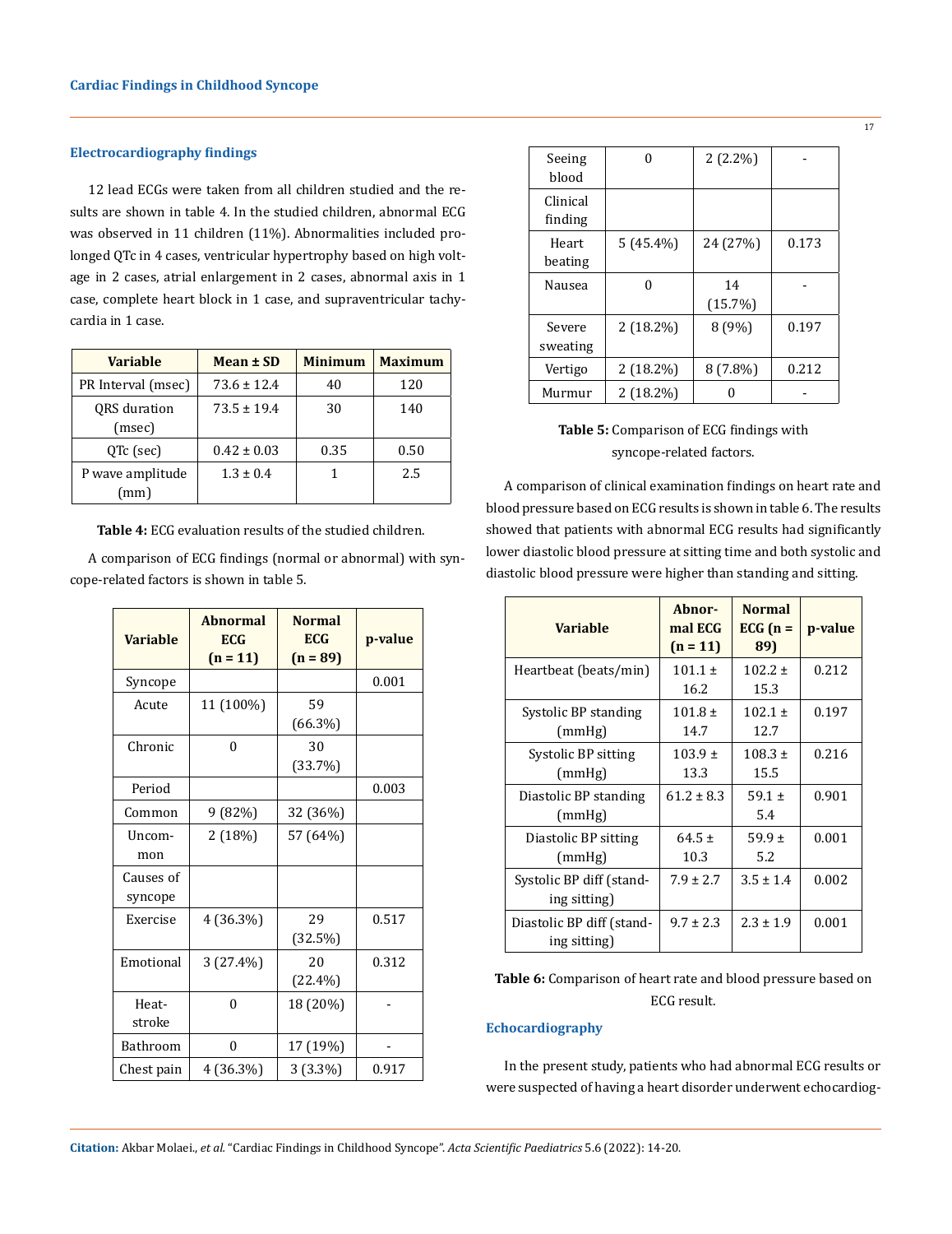### Electrocardiography findings

12 lead ECGs were taken from all children studied and the results are shown in table 4. In the studied children, abnormal ECG was observed in 11 children (11%). Abnormalities included prolonged QTc in 4 cases, ventricular hypertrophy based on high voltage in 2 cases, atrial enlargement in 2 cases, abnormal axis in 1 case, complete heart block in 1 case, and supraventricular tachycardia in 1 case.

| Variable | Mean ± SD | Minimum | Maximum |
|---|---|---|---|
| PR Interval (msec) | 73.6 ± 12.4 | 40 | 120 |
| QRS duration (msec) | 73.5 ± 19.4 | 30 | 140 |
| QTc (sec) | 0.42 ± 0.03 | 0.35 | 0.50 |
| P wave amplitude (mm) | 1.3 ± 0.4 | 1 | 2.5 |

**Table 4:** ECG evaluation results of the studied children.

A comparison of ECG findings (normal or abnormal) with syncope-related factors is shown in table 5.

| Variable | Abnormal ECG (n = 11) | Normal ECG (n = 89) | p-value |
|---|---|---|---|
| Syncope | | | 0.001 |
| Acute | 11 (100%) | 59 (66.3%) | |
| Chronic | 0 | 30 (33.7%) | |
| Period | | | 0.003 |
| Common | 9 (82%) | 32 (36%) | |
| Uncommon | 2 (18%) | 57 (64%) | |
| Causes of syncope | | | |
| Exercise | 4 (36.3%) | 29 (32.5%) | 0.517 |
| Emotional | 3 (27.4%) | 20 (22.4%) | 0.312 |
| Heat-stroke | 0 | 18 (20%) | - |
| Bathroom | 0 | 17 (19%) | - |
| Chest pain | 4 (36.3%) | 3 (3.3%) | 0.917 |
| Seeing blood | 0 | 2 (2.2%) | - |
| Clinical finding | | | |
| Heart beating | 5 (45.4%) | 24 (27%) | 0.173 |
| Nausea | 0 | 14 (15.7%) | - |
| Severe sweating | 2 (18.2%) | 8 (9%) | 0.197 |
| Vertigo | 2 (18.2%) | 8 (7.8%) | 0.212 |
| Murmur | 2 (18.2%) | 0 | - |

**Table 5:** Comparison of ECG findings with syncope-related factors.

A comparison of clinical examination findings on heart rate and blood pressure based on ECG results is shown in table 6. The results showed that patients with abnormal ECG results had significantly lower diastolic blood pressure at sitting time and both systolic and diastolic blood pressure were higher than standing and sitting.

| Variable | Abnormal ECG (n = 11) | Normal ECG (n = 89) | p-value |
|---|---|---|---|
| Heartbeat (beats/min) | 101.1 ± 16.2 | 102.2 ± 15.3 | 0.212 |
| Systolic BP standing (mmHg) | 101.8 ± 14.7 | 102.1 ± 12.7 | 0.197 |
| Systolic BP sitting (mmHg) | 103.9 ± 13.3 | 108.3 ± 15.5 | 0.216 |
| Diastolic BP standing (mmHg) | 61.2 ± 8.3 | 59.1 ± 5.4 | 0.901 |
| Diastolic BP sitting (mmHg) | 64.5 ± 10.3 | 59.9 ± 5.2 | 0.001 |
| Systolic BP diff (standing sitting) | 7.9 ± 2.7 | 3.5 ± 1.4 | 0.002 |
| Diastolic BP diff (standing sitting) | 9.7 ± 2.3 | 2.3 ± 1.9 | 0.001 |

**Table 6:** Comparison of heart rate and blood pressure based on ECG result.

### Echocardiography

In the present study, patients who had abnormal ECG results or were suspected of having a heart disorder underwent echocardiog-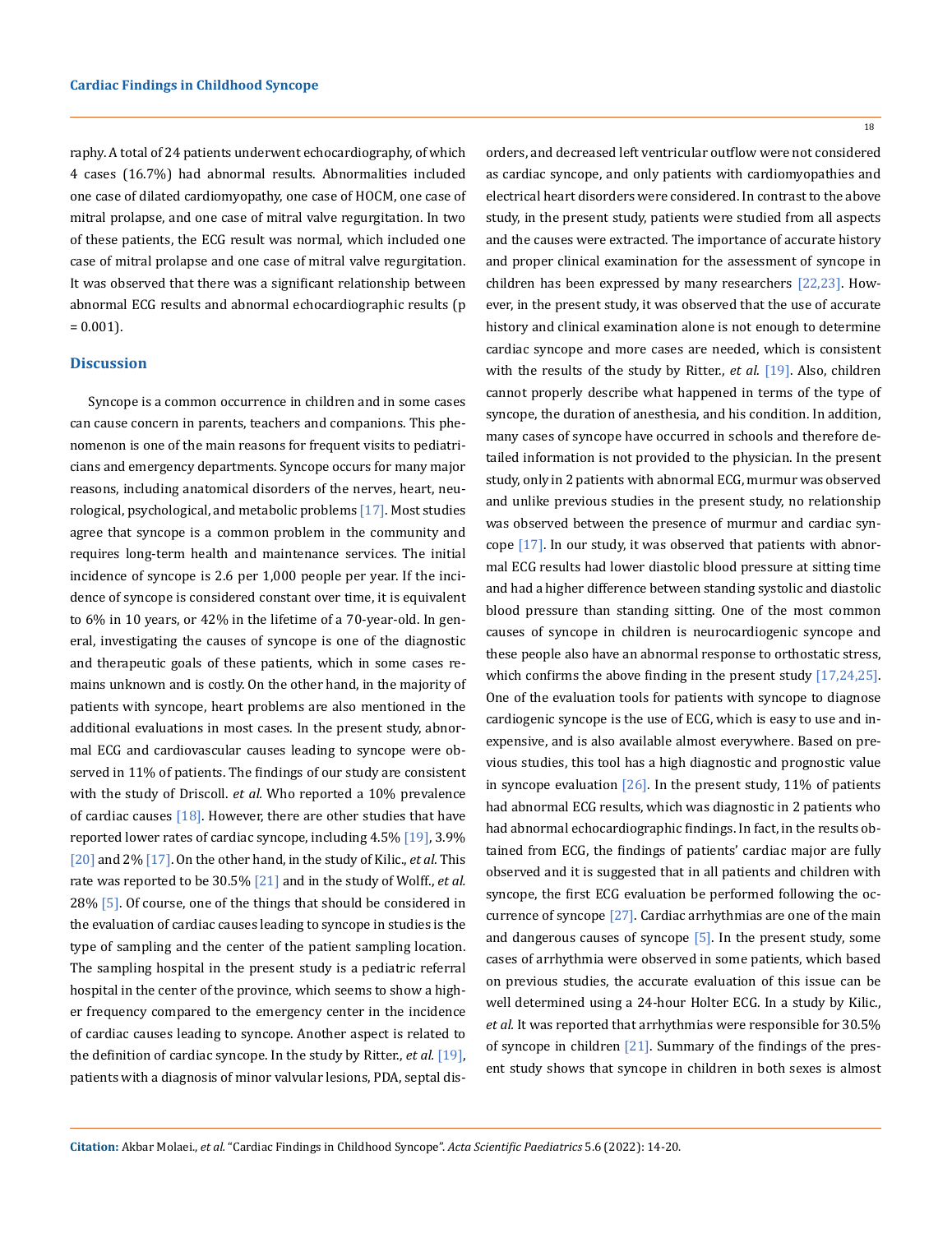raphy. A total of 24 patients underwent echocardiography, of which 4 cases (16.7%) had abnormal results. Abnormalities included one case of dilated cardiomyopathy, one case of HOCM, one case of mitral prolapse, and one case of mitral valve regurgitation. In two of these patients, the ECG result was normal, which included one case of mitral prolapse and one case of mitral valve regurgitation. It was observed that there was a significant relationship between abnormal ECG results and abnormal echocardiographic results ($p = 0.001$).

## Discussion

Syncope is a common occurrence in children and in some cases can cause concern in parents, teachers and companions. This phenomenon is one of the main reasons for frequent visits to pediatricians and emergency departments. Syncope occurs for many major reasons, including anatomical disorders of the nerves, heart, neurological, psychological, and metabolic problems [17]. Most studies agree that syncope is a common problem in the community and requires long-term health and maintenance services. The initial incidence of syncope is 2.6 per 1,000 people per year. If the incidence of syncope is considered constant over time, it is equivalent to 6% in 10 years, or 42% in the lifetime of a 70-year-old. In general, investigating the causes of syncope is one of the diagnostic and therapeutic goals of these patients, which in some cases remains unknown and is costly. On the other hand, in the majority of patients with syncope, heart problems are also mentioned in the additional evaluations in most cases. In the present study, abnormal ECG and cardiovascular causes leading to syncope were observed in 11% of patients. The findings of our study are consistent with the study of Driscoll. *et al.* Who reported a 10% prevalence of cardiac causes [18]. However, there are other studies that have reported lower rates of cardiac syncope, including 4.5% [19], 3.9% [20] and 2% [17]. On the other hand, in the study of Kilic., *et al.* This rate was reported to be 30.5% [21] and in the study of Wolff., *et al.* 28% [5]. Of course, one of the things that should be considered in the evaluation of cardiac causes leading to syncope in studies is the type of sampling and the center of the patient sampling location. The sampling hospital in the present study is a pediatric referral hospital in the center of the province, which seems to show a higher frequency compared to the emergency center in the incidence of cardiac causes leading to syncope. Another aspect is related to the definition of cardiac syncope. In the study by Ritter., *et al.* [19], patients with a diagnosis of minor valvular lesions, PDA, septal disorders, and decreased left ventricular outflow were not considered as cardiac syncope, and only patients with cardiomyopathies and electrical heart disorders were considered. In contrast to the above study, in the present study, patients were studied from all aspects and the causes were extracted. The importance of accurate history and proper clinical examination for the assessment of syncope in children has been expressed by many researchers [22,23]. However, in the present study, it was observed that the use of accurate history and clinical examination alone is not enough to determine cardiac syncope and more cases are needed, which is consistent with the results of the study by Ritter., *et al.* [19]. Also, children cannot properly describe what happened in terms of the type of syncope, the duration of anesthesia, and his condition. In addition, many cases of syncope have occurred in schools and therefore detailed information is not provided to the physician. In the present study, only in 2 patients with abnormal ECG, murmur was observed and unlike previous studies in the present study, no relationship was observed between the presence of murmur and cardiac syncope [17]. In our study, it was observed that patients with abnormal ECG results had lower diastolic blood pressure at sitting time and had a higher difference between standing systolic and diastolic blood pressure than standing sitting. One of the most common causes of syncope in children is neurocardiogenic syncope and these people also have an abnormal response to orthostatic stress, which confirms the above finding in the present study [17,24,25]. One of the evaluation tools for patients with syncope to diagnose cardiogenic syncope is the use of ECG, which is easy to use and inexpensive, and is also available almost everywhere. Based on previous studies, this tool has a high diagnostic and prognostic value in syncope evaluation [26]. In the present study, 11% of patients had abnormal ECG results, which was diagnostic in 2 patients who had abnormal echocardiographic findings. In fact, in the results obtained from ECG, the findings of patients' cardiac major are fully observed and it is suggested that in all patients and children with syncope, the first ECG evaluation be performed following the occurrence of syncope [27]. Cardiac arrhythmias are one of the main and dangerous causes of syncope [5]. In the present study, some cases of arrhythmia were observed in some patients, which based on previous studies, the accurate evaluation of this issue can be well determined using a 24-hour Holter ECG. In a study by Kilic., *et al.* It was reported that arrhythmias were responsible for 30.5% of syncope in children [21]. Summary of the findings of the present study shows that syncope in children in both sexes is almost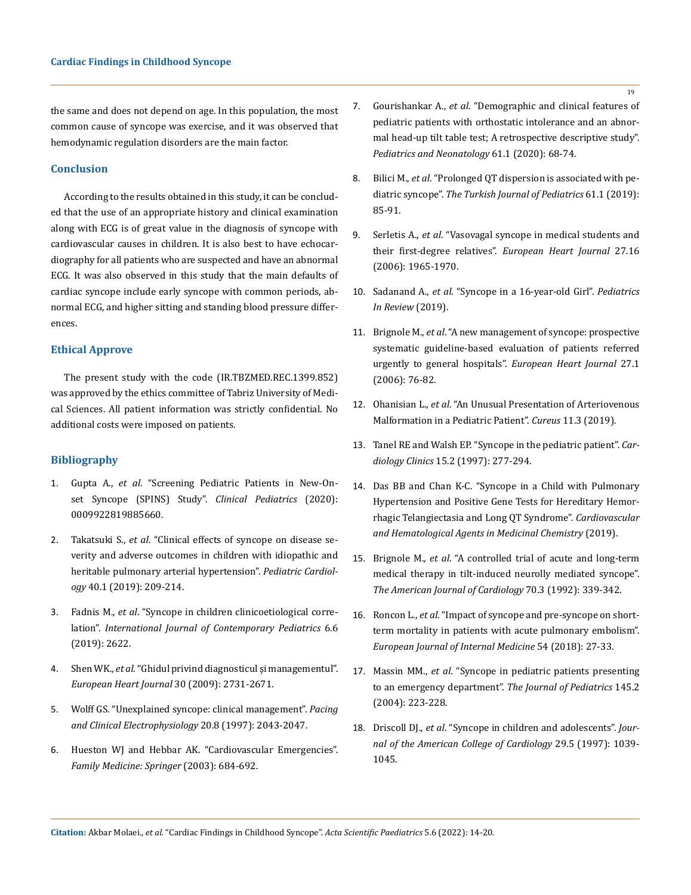the same and does not depend on age. In this population, the most common cause of syncope was exercise, and it was observed that hemodynamic regulation disorders are the main factor.

## Conclusion

According to the results obtained in this study, it can be concluded that the use of an appropriate history and clinical examination along with ECG is of great value in the diagnosis of syncope with cardiovascular causes in children. It is also best to have echocardiography for all patients who are suspected and have an abnormal ECG. It was also observed in this study that the main defaults of cardiac syncope include early syncope with common periods, abnormal ECG, and higher sitting and standing blood pressure differences.

## Ethical Approve

The present study with the code (IR.TBZMED.REC.1399.852) was approved by the ethics committee of Tabriz University of Medical Sciences. All patient information was strictly confidential. No additional costs were imposed on patients.

## Bibliography

1. Gupta A., *et al*. "Screening Pediatric Patients in New-Onset Syncope (SPINS) Study". *Clinical Pediatrics* (2020): 0009922819885660.
2. Takatsuki S., *et al*. "Clinical effects of syncope on disease severity and adverse outcomes in children with idiopathic and heritable pulmonary arterial hypertension". *Pediatric Cardiology* 40.1 (2019): 209-214.
3. Fadnis M., *et al*. "Syncope in children clinicoetiological correlation". *International Journal of Contemporary Pediatrics* 6.6 (2019): 2622.
4. Shen WK., *et al.* "Ghidul privind diagnosticul și managementul". *European Heart Journal* 30 (2009): 2731-2671.
5. Wolff GS. "Unexplained syncope: clinical management". *Pacing and Clinical Electrophysiology* 20.8 (1997): 2043-2047.
6. Hueston WJ and Hebbar AK. "Cardiovascular Emergencies". *Family Medicine: Springer* (2003): 684-692.
7. Gourishankar A., *et al*. "Demographic and clinical features of pediatric patients with orthostatic intolerance and an abnormal head-up tilt table test; A retrospective descriptive study". *Pediatrics and Neonatology* 61.1 (2020): 68-74.
8. Bilici M., *et al*. "Prolonged QT dispersion is associated with pediatric syncope". *The Turkish Journal of Pediatrics* 61.1 (2019): 85-91.
9. Serletis A., *et al*. "Vasovagal syncope in medical students and their first-degree relatives". *European Heart Journal* 27.16 (2006): 1965-1970.
10. Sadanand A., *et al*. "Syncope in a 16-year-old Girl". *Pediatrics In Review* (2019).
11. Brignole M., *et al*. "A new management of syncope: prospective systematic guideline-based evaluation of patients referred urgently to general hospitals". *European Heart Journal* 27.1 (2006): 76-82.
12. Ohanisian L., *et al*. "An Unusual Presentation of Arteriovenous Malformation in a Pediatric Patient". *Cureus* 11.3 (2019).
13. Tanel RE and Walsh EP. "Syncope in the pediatric patient". *Cardiology Clinics* 15.2 (1997): 277-294.
14. Das BB and Chan K-C. "Syncope in a Child with Pulmonary Hypertension and Positive Gene Tests for Hereditary Hemorrhagic Telangiectasia and Long QT Syndrome". *Cardiovascular and Hematological Agents in Medicinal Chemistry* (2019).
15. Brignole M., *et al*. "A controlled trial of acute and long-term medical therapy in tilt-induced neurolly mediated syncope". *The American Journal of Cardiology* 70.3 (1992): 339-342.
16. Roncon L., *et al*. "Impact of syncope and pre-syncope on short-term mortality in patients with acute pulmonary embolism". *European Journal of Internal Medicine* 54 (2018): 27-33.
17. Massin MM., *et al*. "Syncope in pediatric patients presenting to an emergency department". *The Journal of Pediatrics* 145.2 (2004): 223-228.
18. Driscoll DJ., *et al*. "Syncope in children and adolescents". *Journal of the American College of Cardiology* 29.5 (1997): 1039-1045.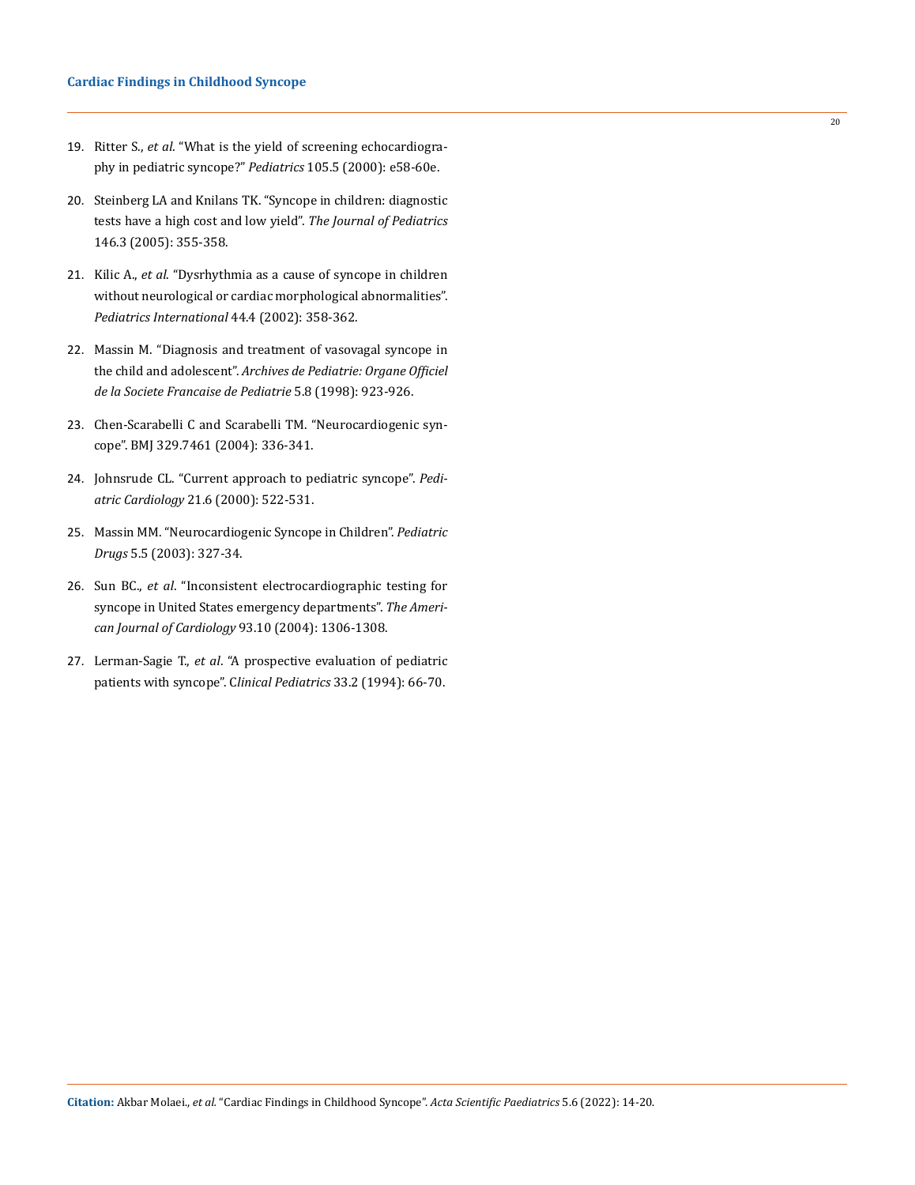19. Ritter S., *et al*. "What is the yield of screening echocardiography in pediatric syncope?" *Pediatrics* 105.5 (2000): e58-60e.
20. Steinberg LA and Knilans TK. "Syncope in children: diagnostic tests have a high cost and low yield". *The Journal of Pediatrics* 146.3 (2005): 355-358.
21. Kilic A., *et al*. "Dysrhythmia as a cause of syncope in children without neurological or cardiac morphological abnormalities". *Pediatrics International* 44.4 (2002): 358-362.
22. Massin M. "Diagnosis and treatment of vasovagal syncope in the child and adolescent". *Archives de Pediatrie: Organe Officiel de la Societe Francaise de Pediatrie* 5.8 (1998): 923-926.
23. Chen-Scarabelli C and Scarabelli TM. "Neurocardiogenic syncope". BMJ 329.7461 (2004): 336-341.
24. Johnsrude CL. "Current approach to pediatric syncope". *Pediatric Cardiology* 21.6 (2000): 522-531.
25. Massin MM. "Neurocardiogenic Syncope in Children". *Pediatric Drugs* 5.5 (2003): 327-34.
26. Sun BC., *et al*. "Inconsistent electrocardiographic testing for syncope in United States emergency departments". *The American Journal of Cardiology* 93.10 (2004): 1306-1308.
27. Lerman-Sagie T., *et al*. "A prospective evaluation of pediatric patients with syncope". C*linical Pediatrics* 33.2 (1994): 66-70.